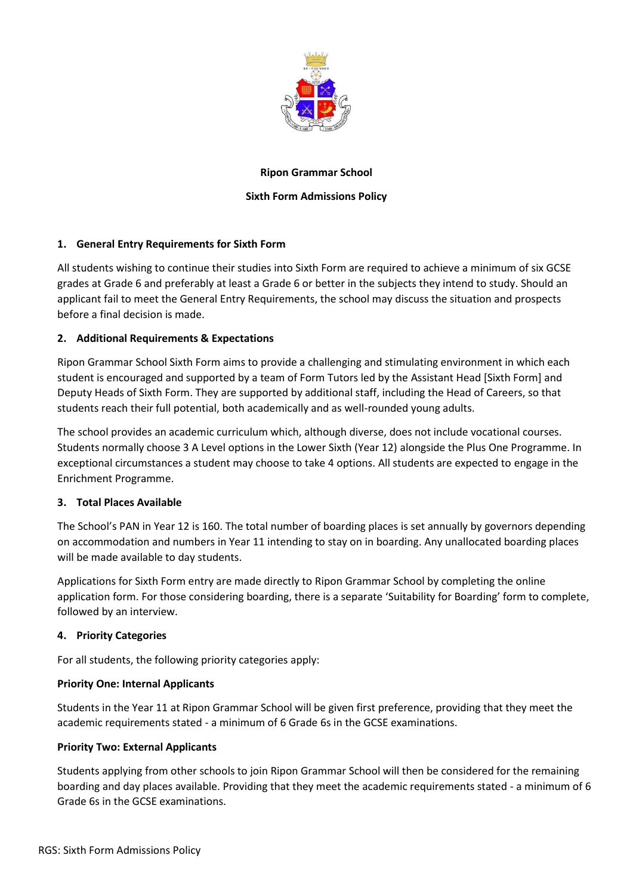# Ripon Grammar School

## Sixth Form Admissions Policy

### 1. General Entry Requirements for Sixth Form

All students wishing to continue their studies into Sixth Form are required to achieve a minimum of six GCSE grades at Grade 6 and preferably at least a Grade 6 or better in the subjects they intend to study. Should an applicant fail to meet the General Entry Requirements, the school may discuss the situation and prospects before a final decision is made.

### 2. Additional Requirements & Expectations

Ripon Grammar School Sixth Form aims to provide a challenging and stimulating environment in which each student is encouraged and supported by a team of Form Tutors led by the Assistant Head [Sixth Form] and Deputy Heads of Sixth Form. They are supported by additional staff, including the Head of Careers, so that students reach their full potential, both academically and as well-rounded young adults.

The school provides an academic curriculum which, although diverse, does not include vocational courses. Students normally choose 3 A Level options in the Lower Sixth (Year 12) alongside the Plus One Programme. In exceptional circumstances a student may choose to take 4 options. All students are expected to engage in the Enrichment Programme.

### 3. Total Places Available

The School's PAN in Year 12 is 160. The total number of boarding places is set annually by governors depending on accommodation and numbers in Year 11 intending to stay on in boarding. Any unallocated boarding places will be made available to day students.

Applications for Sixth Form entry are made directly to Ripon Grammar School by completing the online application form. For those considering boarding, there is a separate 'Suitability for Boarding' form to complete, followed by an interview.

### 4. Priority Categories

For all students, the following priority categories apply:

**Priority One: Internal Applicants**

Students in the Year 11 at Ripon Grammar School will be given first preference, providing that they meet the academic requirements stated - a minimum of 6 Grade 6s in the GCSE examinations.

**Priority Two: External Applicants**

Students applying from other schools to join Ripon Grammar School will then be considered for the remaining boarding and day places available. Providing that they meet the academic requirements stated - a minimum of 6 Grade 6s in the GCSE examinations.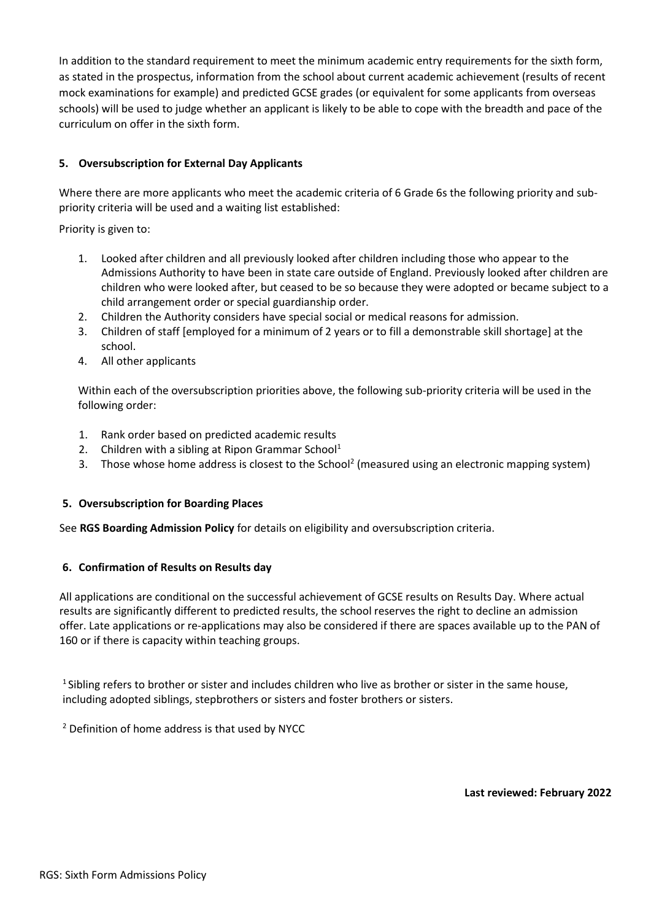In addition to the standard requirement to meet the minimum academic entry requirements for the sixth form, as stated in the prospectus, information from the school about current academic achievement (results of recent mock examinations for example) and predicted GCSE grades (or equivalent for some applicants from overseas schools) will be used to judge whether an applicant is likely to be able to cope with the breadth and pace of the curriculum on offer in the sixth form.

## 5. Oversubscription for External Day Applicants

Where there are more applicants who meet the academic criteria of 6 Grade 6s the following priority and sub-priority criteria will be used and a waiting list established:

Priority is given to:

1. Looked after children and all previously looked after children including those who appear to the Admissions Authority to have been in state care outside of England. Previously looked after children are children who were looked after, but ceased to be so because they were adopted or became subject to a child arrangement order or special guardianship order.
2. Children the Authority considers have special social or medical reasons for admission.
3. Children of staff [employed for a minimum of 2 years or to fill a demonstrable skill shortage] at the school.
4. All other applicants

Within each of the oversubscription priorities above, the following sub-priority criteria will be used in the following order:

1. Rank order based on predicted academic results
2. Children with a sibling at Ripon Grammar School[1]
3. Those whose home address is closest to the School[2] (measured using an electronic mapping system)

## 5. Oversubscription for Boarding Places

See **RGS Boarding Admission Policy** for details on eligibility and oversubscription criteria.

## 6. Confirmation of Results on Results day

All applications are conditional on the successful achievement of GCSE results on Results Day. Where actual results are significantly different to predicted results, the school reserves the right to decline an admission offer. Late applications or re-applications may also be considered if there are spaces available up to the PAN of 160 or if there is capacity within teaching groups.

[1] Sibling refers to brother or sister and includes children who live as brother or sister in the same house, including adopted siblings, stepbrothers or sisters and foster brothers or sisters.

[2] Definition of home address is that used by NYCC

**Last reviewed: February 2022**